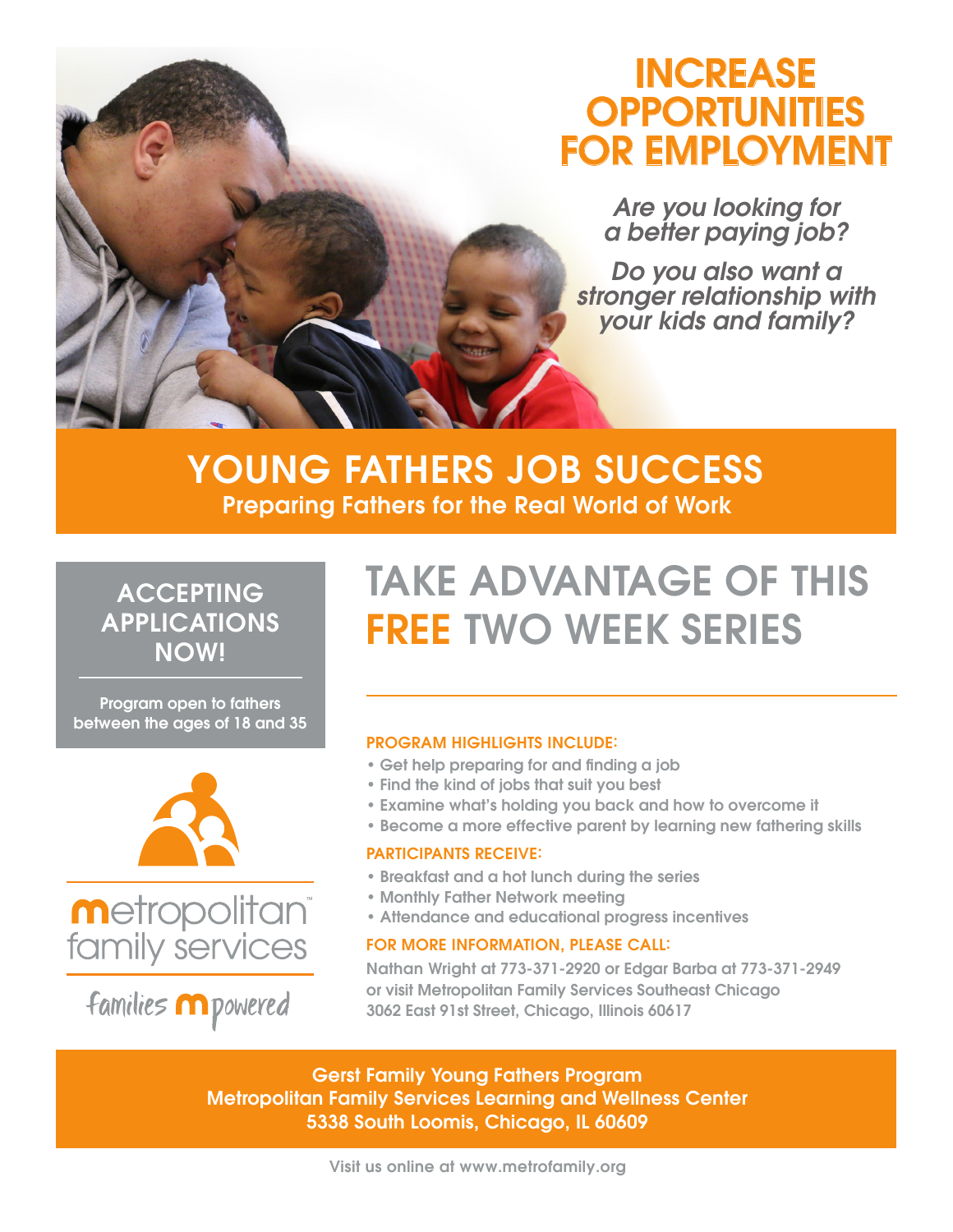# INCREASE OPPORTUNITIES FOR EMPLOYMENT

*Are you looking for a better paying job?*

*Do you also want a stronger relationship with your kids and family?*

## YOUNG FATHERS JOB SUCCESS

**Preparing Fathers for the Real World of Work**

### ACCEPTING APPLICATIONS NOW!

Program open to fathers between the ages of 18 and 35

metropolitan family services

families mpowered

## TAKE ADVANTAGE OF THIS FREE TWO WEEK SERIES

**PROGRAM HIGHLIGHTS INCLUDE:**

- Get help preparing for and finding a job
- Find the kind of jobs that suit you best
- Examine what's holding you back and how to overcome it
- Become a more effective parent by learning new fathering skills

**PARTICIPANTS RECEIVE:**

- Breakfast and a hot lunch during the series
- Monthly Father Network meeting
- Attendance and educational progress incentives

**FOR MORE INFORMATION, PLEASE CALL:**

Nathan Wright at 773-371-2920 or Edgar Barba at 773-371-2949 or visit Metropolitan Family Services Southeast Chicago 3062 East 91st Street, Chicago, Illinois 60617

**Gerst Family Young Fathers Program**
**Metropolitan Family Services Learning and Wellness Center**
**5338 South Loomis, Chicago, IL 60609**

Visit us online at www.metrofamily.org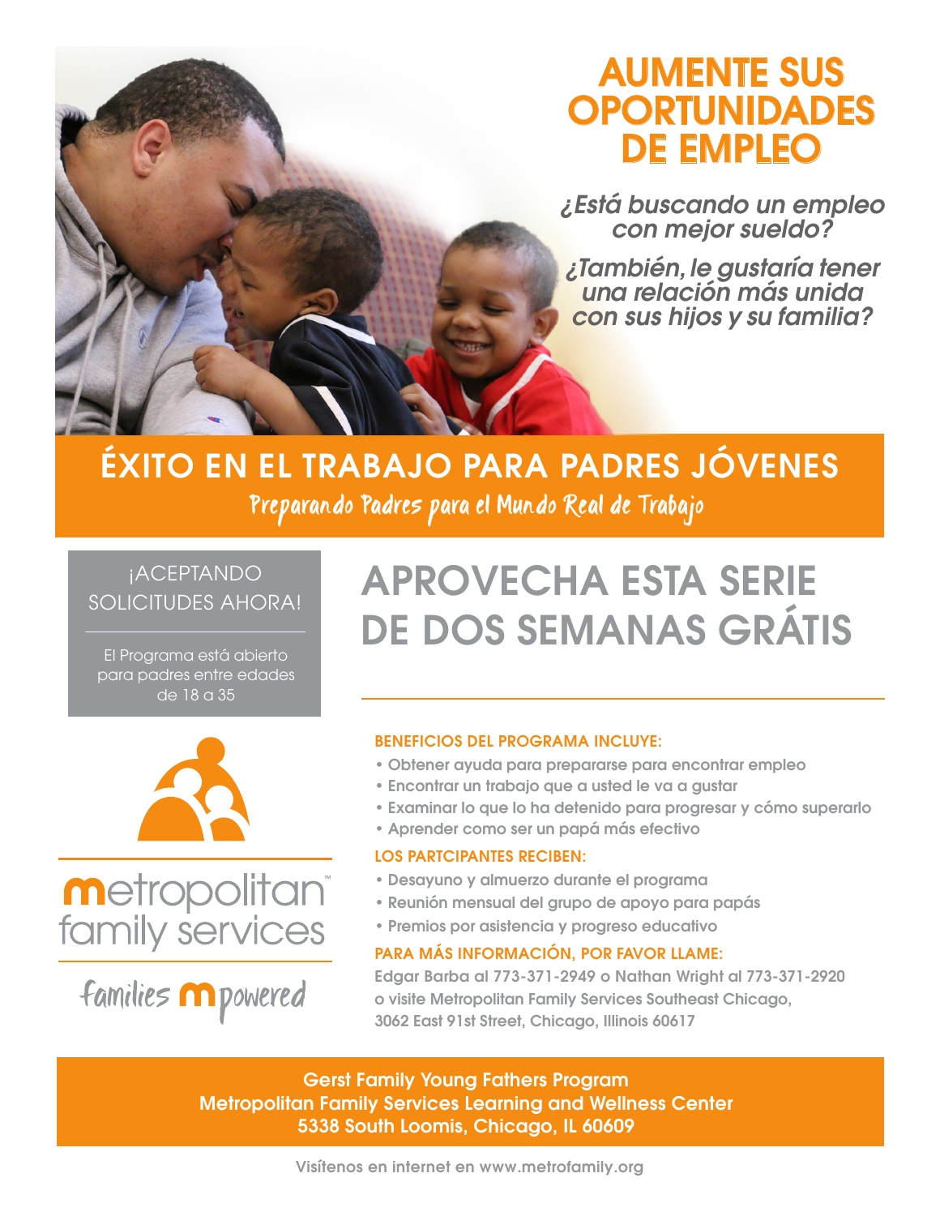# AUMENTE SUS OPORTUNIDADES DE EMPLEO

*¿Está buscando un empleo con mejor sueldo?*

*¿También, le gustaría tener una relación más unida con sus hijos y su familia?*

## ÉXITO EN EL TRABAJO PARA PADRES JÓVENES

Preparando Padres para el Mundo Real de Trabajo

¡ACEPTANDO SOLICITUDES AHORA!

El Programa está abierto para padres entre edades de 18 a 35

## APROVECHA ESTA SERIE DE DOS SEMANAS GRÁTIS

**BENEFICIOS DEL PROGRAMA INCLUYE:**

- Obtener ayuda para prepararse para encontrar empleo
- Encontrar un trabajo que a usted le va a gustar
- Examinar lo que lo ha detenido para progresar y cómo superarlo
- Aprender como ser un papá más efectivo

**LOS PARTCIPANTES RECIBEN:**

- Desayuno y almuerzo durante el programa
- Reunión mensual del grupo de apoyo para papás
- Premios por asistencia y progreso educativo

**PARA MÁS INFORMACIÓN, POR FAVOR LLAME:**

Edgar Barba al 773-371-2949 o Nathan Wright al 773-371-2920 o visite Metropolitan Family Services Southeast Chicago, 3062 East 91st Street, Chicago, Illinois 60617

metropolitan™ family services

families mpowered

**Gerst Family Young Fathers Program**
**Metropolitan Family Services Learning and Wellness Center**
**5338 South Loomis, Chicago, IL 60609**

Visítenos en internet en www.metrofamily.org